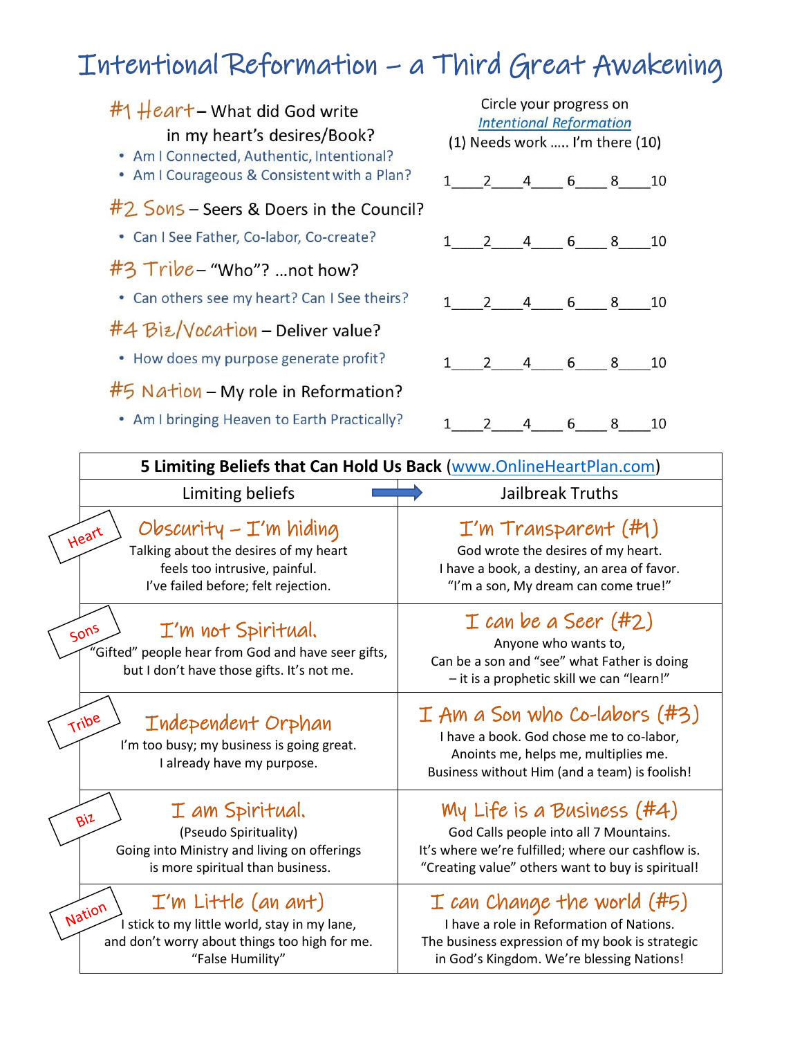# Intentional Reformation – a Third Great Awakening

Circle your progress on *Intentional Reformation*
(1) Needs work ….. I'm there (10)

## #1 Heart – What did God write in my heart's desires/Book?

- Am I Connected, Authentic, Intentional?
- Am I Courageous & Consistent with a Plan?

1\_\_\_\_2\_\_\_\_4\_\_\_\_ 6\_\_\_\_ 8\_\_\_\_10

## #2 Sons – Seers & Doers in the Council?

- Can I See Father, Co-labor, Co-create?

1\_\_\_\_2\_\_\_\_4\_\_\_\_ 6\_\_\_\_ 8\_\_\_\_10

## #3 Tribe – "Who"? …not how?

- Can others see my heart? Can I See theirs?

1\_\_\_\_2\_\_\_\_4\_\_\_\_ 6\_\_\_\_ 8\_\_\_\_10

## #4 Biz/Vocation – Deliver value?

- How does my purpose generate profit?

1\_\_\_\_2\_\_\_\_4\_\_\_\_ 6\_\_\_\_ 8\_\_\_\_10

## #5 Nation – My role in Reformation?

- Am I bringing Heaven to Earth Practically?

1\_\_\_\_2\_\_\_\_4\_\_\_\_ 6\_\_\_\_ 8\_\_\_\_10

**5 Limiting Beliefs that Can Hold Us Back** (www.OnlineHeartPlan.com)

| | Limiting beliefs ➡ | Jailbreak Truths |
|---|---|---|
| Heart | **Obscurity – I'm hiding**<br>Talking about the desires of my heart feels too intrusive, painful. I've failed before; felt rejection. | **I'm Transparent (#1)**<br>God wrote the desires of my heart. I have a book, a destiny, an area of favor. "I'm a son, My dream can come true!" |
| Sons | **I'm not Spiritual.**<br>"Gifted" people hear from God and have seer gifts, but I don't have those gifts. It's not me. | **I can be a Seer (#2)**<br>Anyone who wants to, Can be a son and "see" what Father is doing – it is a prophetic skill we can "learn!" |
| Tribe | **Independent Orphan**<br>I'm too busy; my business is going great. I already have my purpose. | **I Am a Son who Co-labors (#3)**<br>I have a book. God chose me to co-labor, Anoints me, helps me, multiplies me. Business without Him (and a team) is foolish! |
| Biz | **I am Spiritual.**<br>(Pseudo Spirituality)<br>Going into Ministry and living on offerings is more spiritual than business. | **My Life is a Business (#4)**<br>God Calls people into all 7 Mountains. It's where we're fulfilled; where our cashflow is. "Creating value" others want to buy is spiritual! |
| Nation | **I'm Little (an ant)**<br>I stick to my little world, stay in my lane, and don't worry about things too high for me. "False Humility" | **I can Change the world (#5)**<br>I have a role in Reformation of Nations. The business expression of my book is strategic in God's Kingdom. We're blessing Nations! |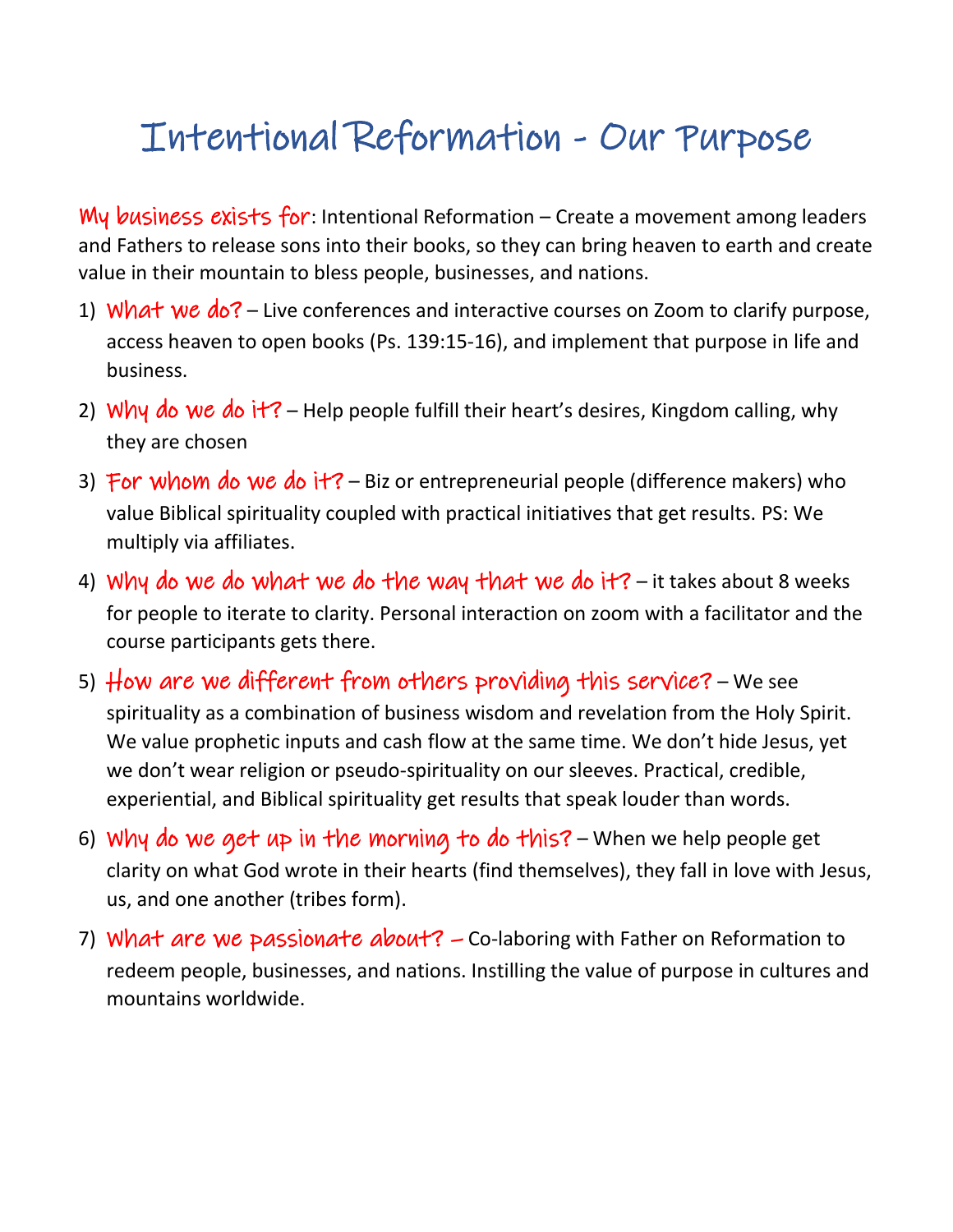# Intentional Reformation - Our Purpose

**My business exists for**: Intentional Reformation – Create a movement among leaders and Fathers to release sons into their books, so they can bring heaven to earth and create value in their mountain to bless people, businesses, and nations.

1) **What we do?** – Live conferences and interactive courses on Zoom to clarify purpose, access heaven to open books (Ps. 139:15-16), and implement that purpose in life and business.
2) **Why do we do it?** – Help people fulfill their heart's desires, Kingdom calling, why they are chosen
3) **For whom do we do it?** – Biz or entrepreneurial people (difference makers) who value Biblical spirituality coupled with practical initiatives that get results. PS: We multiply via affiliates.
4) **Why do we do what we do the way that we do it?** – it takes about 8 weeks for people to iterate to clarity. Personal interaction on zoom with a facilitator and the course participants gets there.
5) **How are we different from others providing this service?** – We see spirituality as a combination of business wisdom and revelation from the Holy Spirit. We value prophetic inputs and cash flow at the same time. We don't hide Jesus, yet we don't wear religion or pseudo-spirituality on our sleeves. Practical, credible, experiential, and Biblical spirituality get results that speak louder than words.
6) **Why do we get up in the morning to do this?** – When we help people get clarity on what God wrote in their hearts (find themselves), they fall in love with Jesus, us, and one another (tribes form).
7) **What are we passionate about? –** Co-laboring with Father on Reformation to redeem people, businesses, and nations. Instilling the value of purpose in cultures and mountains worldwide.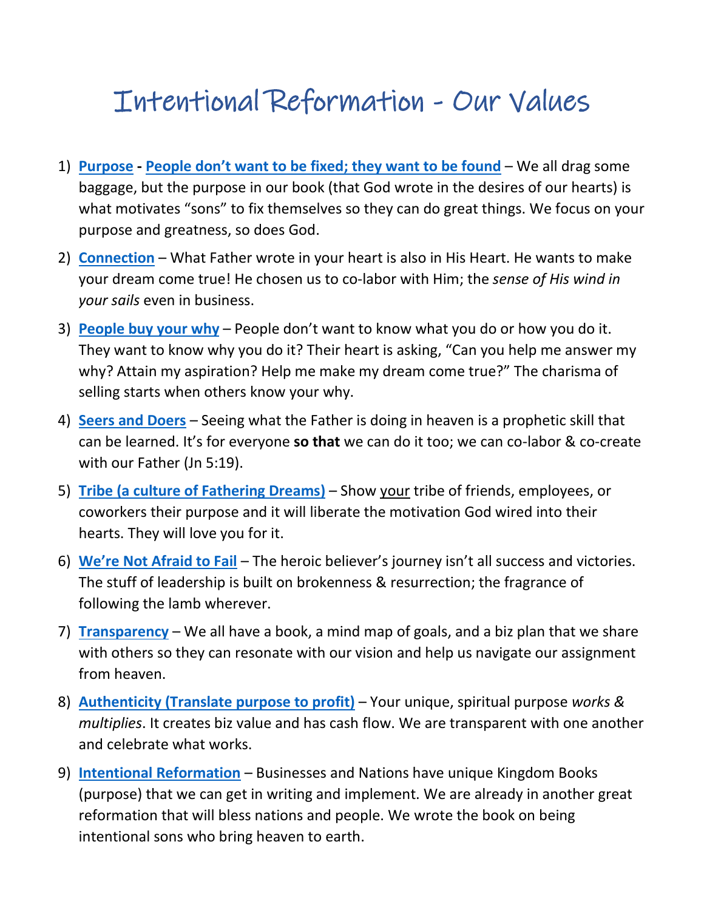# Intentional Reformation - Our Values

1) **Purpose** - **People don't want to be fixed; they want to be found** – We all drag some baggage, but the purpose in our book (that God wrote in the desires of our hearts) is what motivates "sons" to fix themselves so they can do great things. We focus on your purpose and greatness, so does God.
2) **Connection** – What Father wrote in your heart is also in His Heart. He wants to make your dream come true! He chosen us to co-labor with Him; the *sense of His wind in your sails* even in business.
3) **People buy your why** – People don't want to know what you do or how you do it. They want to know why you do it? Their heart is asking, "Can you help me answer my why? Attain my aspiration? Help me make my dream come true?" The charisma of selling starts when others know your why.
4) **Seers and Doers** – Seeing what the Father is doing in heaven is a prophetic skill that can be learned. It's for everyone **so that** we can do it too; we can co-labor & co-create with our Father (Jn 5:19).
5) **Tribe (a culture of Fathering Dreams)** – Show your tribe of friends, employees, or coworkers their purpose and it will liberate the motivation God wired into their hearts. They will love you for it.
6) **We're Not Afraid to Fail** – The heroic believer's journey isn't all success and victories. The stuff of leadership is built on brokenness & resurrection; the fragrance of following the lamb wherever.
7) **Transparency** – We all have a book, a mind map of goals, and a biz plan that we share with others so they can resonate with our vision and help us navigate our assignment from heaven.
8) **Authenticity (Translate purpose to profit)** – Your unique, spiritual purpose *works & multiplies*. It creates biz value and has cash flow. We are transparent with one another and celebrate what works.
9) **Intentional Reformation** – Businesses and Nations have unique Kingdom Books (purpose) that we can get in writing and implement. We are already in another great reformation that will bless nations and people. We wrote the book on being intentional sons who bring heaven to earth.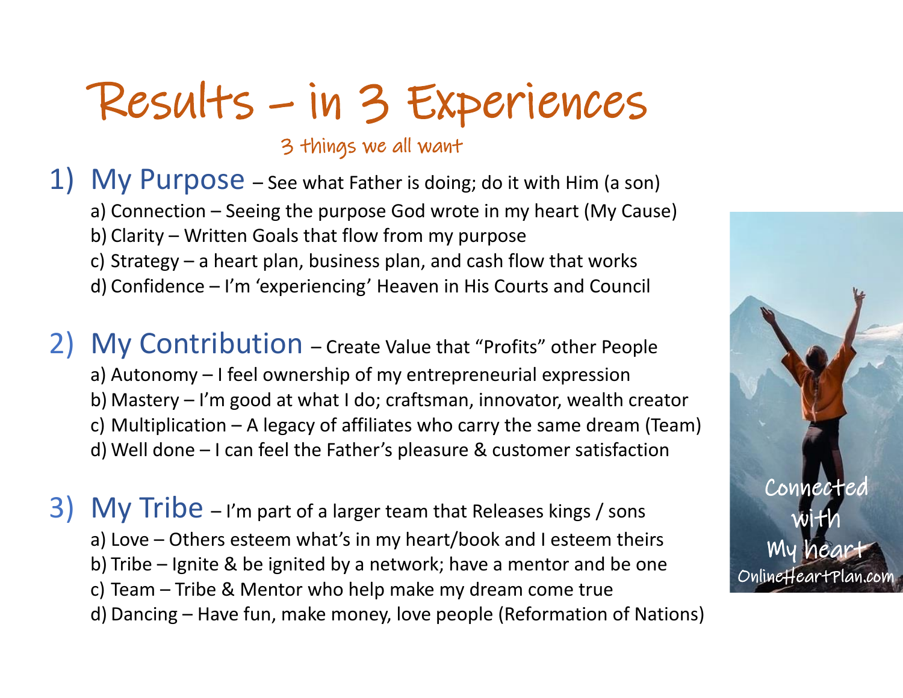# Results – in 3 Experiences

3 things we all want

1) **My Purpose** – See what Father is doing; do it with Him (a son)
   a) Connection – Seeing the purpose God wrote in my heart (My Cause)
   b) Clarity – Written Goals that flow from my purpose
   c) Strategy – a heart plan, business plan, and cash flow that works
   d) Confidence – I'm 'experiencing' Heaven in His Courts and Council

2) **My Contribution** – Create Value that "Profits" other People
   a) Autonomy – I feel ownership of my entrepreneurial expression
   b) Mastery – I'm good at what I do; craftsman, innovator, wealth creator
   c) Multiplication – A legacy of affiliates who carry the same dream (Team)
   d) Well done – I can feel the Father's pleasure & customer satisfaction

3) **My Tribe** – I'm part of a larger team that Releases kings / sons
   a) Love – Others esteem what's in my heart/book and I esteem theirs
   b) Tribe – Ignite & be ignited by a network; have a mentor and be one
   c) Team – Tribe & Mentor who help make my dream come true
   d) Dancing – Have fun, make money, love people (Reformation of Nations)

Connected with My heart
OnlineHeartPlan.com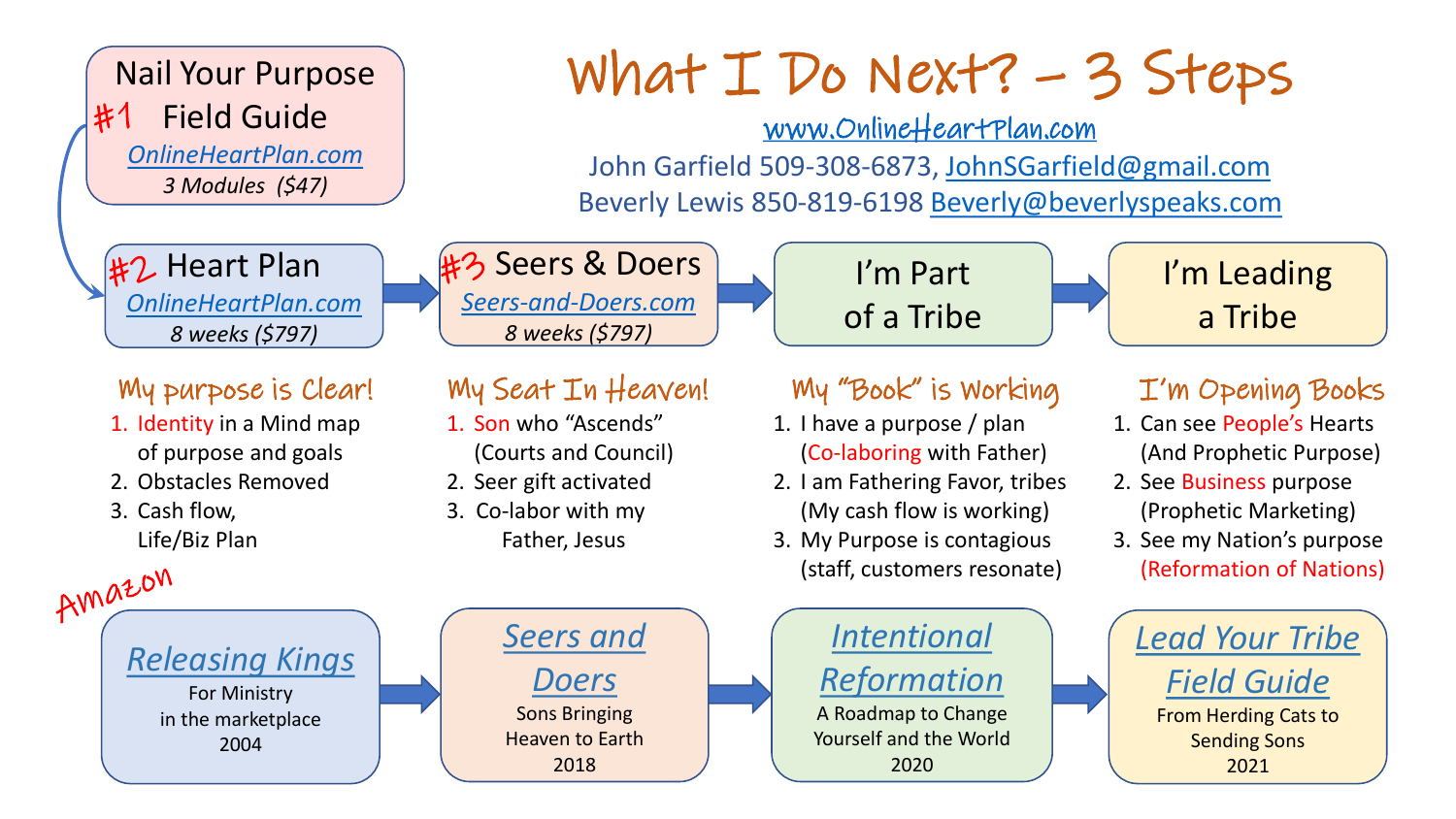# What I Do Next? – 3 Steps

www.OnlineHeartPlan.com

John Garfield 509-308-6873, JohnSGarfield@gmail.com

Beverly Lewis 850-819-6198 Beverly@beverlyspeaks.com

**#1 Nail Your Purpose Field Guide**
OnlineHeartPlan.com
*3 Modules ($47)*

**#2 Heart Plan** → **#3 Seers & Doers** → **I'm Part of a Tribe** → **I'm Leading a Tribe**

**#2 Heart Plan**
OnlineHeartPlan.com
*8 weeks ($797)*

**#3 Seers & Doers**
Seers-and-Doers.com
*8 weeks ($797)*

## My purpose is Clear!

1. Identity in a Mind map of purpose and goals
2. Obstacles Removed
3. Cash flow, Life/Biz Plan

## My Seat In Heaven!

1. Son who "Ascends" (Courts and Council)
2. Seer gift activated
3. Co-labor with my Father, Jesus

## My "Book" is Working

1. I have a purpose / plan (Co-laboring with Father)
2. I am Fathering Favor, tribes (My cash flow is working)
3. My Purpose is contagious (staff, customers resonate)

## I'm Opening Books

1. Can see People's Hearts (And Prophetic Purpose)
2. See Business purpose (Prophetic Marketing)
3. See my Nation's purpose (Reformation of Nations)

Amazon

**Releasing Kings**
For Ministry in the marketplace
2004

**Seers and Doers**
Sons Bringing Heaven to Earth
2018

**Intentional Reformation**
A Roadmap to Change Yourself and the World
2020

**Lead Your Tribe Field Guide**
From Herding Cats to Sending Sons
2021